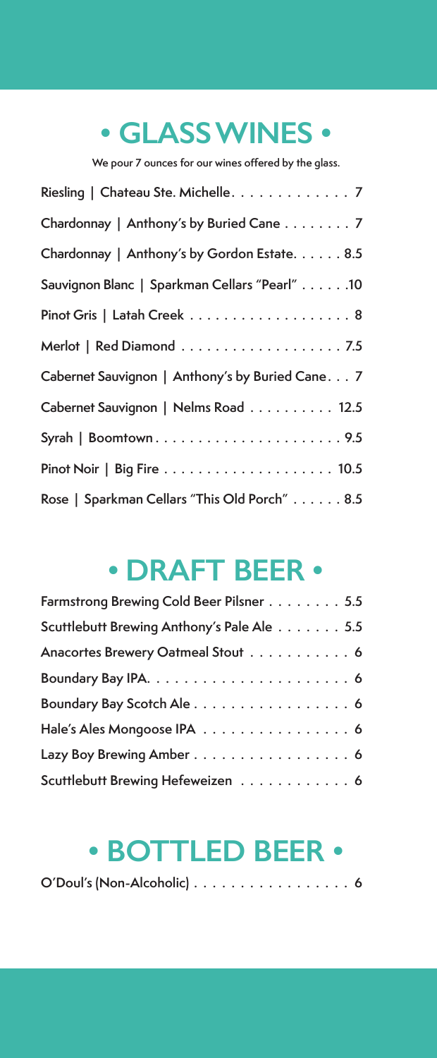# • GLASS WINES •

We pour 7 ounces for our wines offered by the glass.

Riesling | Chateau Ste. Michelle. . . . . . . . . . . . . 7

Chardonnay | Anthony's by Buried Cane . . . . . . . . 7

Chardonnay | Anthony's by Gordon Estate. . . . . . 8.5

Sauvignon Blanc | Sparkman Cellars "Pearl" . . . . . .10

Pinot Gris | Latah Creek . . . . . . . . . . . . . . . . . . . 8

Merlot | Red Diamond . . . . . . . . . . . . . . . . . . . 7.5

Cabernet Sauvignon | Anthony's by Buried Cane. . . 7

Cabernet Sauvignon | Nelms Road . . . . . . . . . . 12.5

Syrah | Boomtown . . . . . . . . . . . . . . . . . . . . . . 9.5

Pinot Noir | Big Fire . . . . . . . . . . . . . . . . . . . . 10.5

Rose | Sparkman Cellars "This Old Porch" . . . . . . 8.5

# • DRAFT BEER •

Farmstrong Brewing Cold Beer Pilsner . . . . . . . . 5.5

Scuttlebutt Brewing Anthony's Pale Ale . . . . . . . 5.5

Anacortes Brewery Oatmeal Stout . . . . . . . . . . . 6

Boundary Bay IPA. . . . . . . . . . . . . . . . . . . . . . 6

Boundary Bay Scotch Ale . . . . . . . . . . . . . . . . . 6

Hale's Ales Mongoose IPA . . . . . . . . . . . . . . . . 6

Lazy Boy Brewing Amber . . . . . . . . . . . . . . . . . 6

Scuttlebutt Brewing Hefeweizen . . . . . . . . . . . . 6

# • BOTTLED BEER •

O'Doul's (Non-Alcoholic) . . . . . . . . . . . . . . . . . 6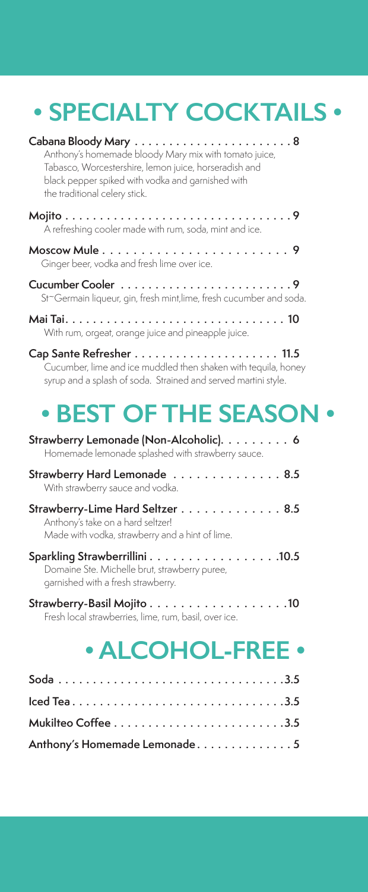# • SPECIALTY COCKTAILS •

**Cabana Bloody Mary . . . . . . . . . . . . . . . . . . . . . . . 8**
Anthony's homemade bloody Mary mix with tomato juice, Tabasco, Worcestershire, lemon juice, horseradish and black pepper spiked with vodka and garnished with the traditional celery stick.

**Mojito . . . . . . . . . . . . . . . . . . . . . . . . . . . . . . . . . 9**
A refreshing cooler made with rum, soda, mint and ice.

**Moscow Mule . . . . . . . . . . . . . . . . . . . . . . . . . 9**
Ginger beer, vodka and fresh lime over ice.

**Cucumber Cooler . . . . . . . . . . . . . . . . . . . . . . . . . 9**
St-Germain liqueur, gin, fresh mint,lime, fresh cucumber and soda.

**Mai Tai. . . . . . . . . . . . . . . . . . . . . . . . . . . . . . . . 10**
With rum, orgeat, orange juice and pineapple juice.

**Cap Sante Refresher . . . . . . . . . . . . . . . . . . . . . 11.5**
Cucumber, lime and ice muddled then shaken with tequila, honey syrup and a splash of soda. Strained and served martini style.

# • BEST OF THE SEASON •

**Strawberry Lemonade (Non-Alcoholic). . . . . . . . . 6**
Homemade lemonade splashed with strawberry sauce.

**Strawberry Hard Lemonade . . . . . . . . . . . . . . 8.5**
With strawberry sauce and vodka.

**Strawberry-Lime Hard Seltzer . . . . . . . . . . . . . 8.5**
Anthony's take on a hard seltzer!
Made with vodka, strawberry and a hint of lime.

**Sparkling Strawberrillini . . . . . . . . . . . . . . . . . .10.5**
Domaine Ste. Michelle brut, strawberry puree, garnished with a fresh strawberry.

**Strawberry-Basil Mojito . . . . . . . . . . . . . . . . . .10**
Fresh local strawberries, lime, rum, basil, over ice.

# • ALCOHOL-FREE •

**Soda . . . . . . . . . . . . . . . . . . . . . . . . . . . . . . . . .3.5**

**Iced Tea . . . . . . . . . . . . . . . . . . . . . . . . . . . . . .3.5**

**Mukilteo Coffee . . . . . . . . . . . . . . . . . . . . . . . . .3.5**

**Anthony's Homemade Lemonade . . . . . . . . . . . . . 5**